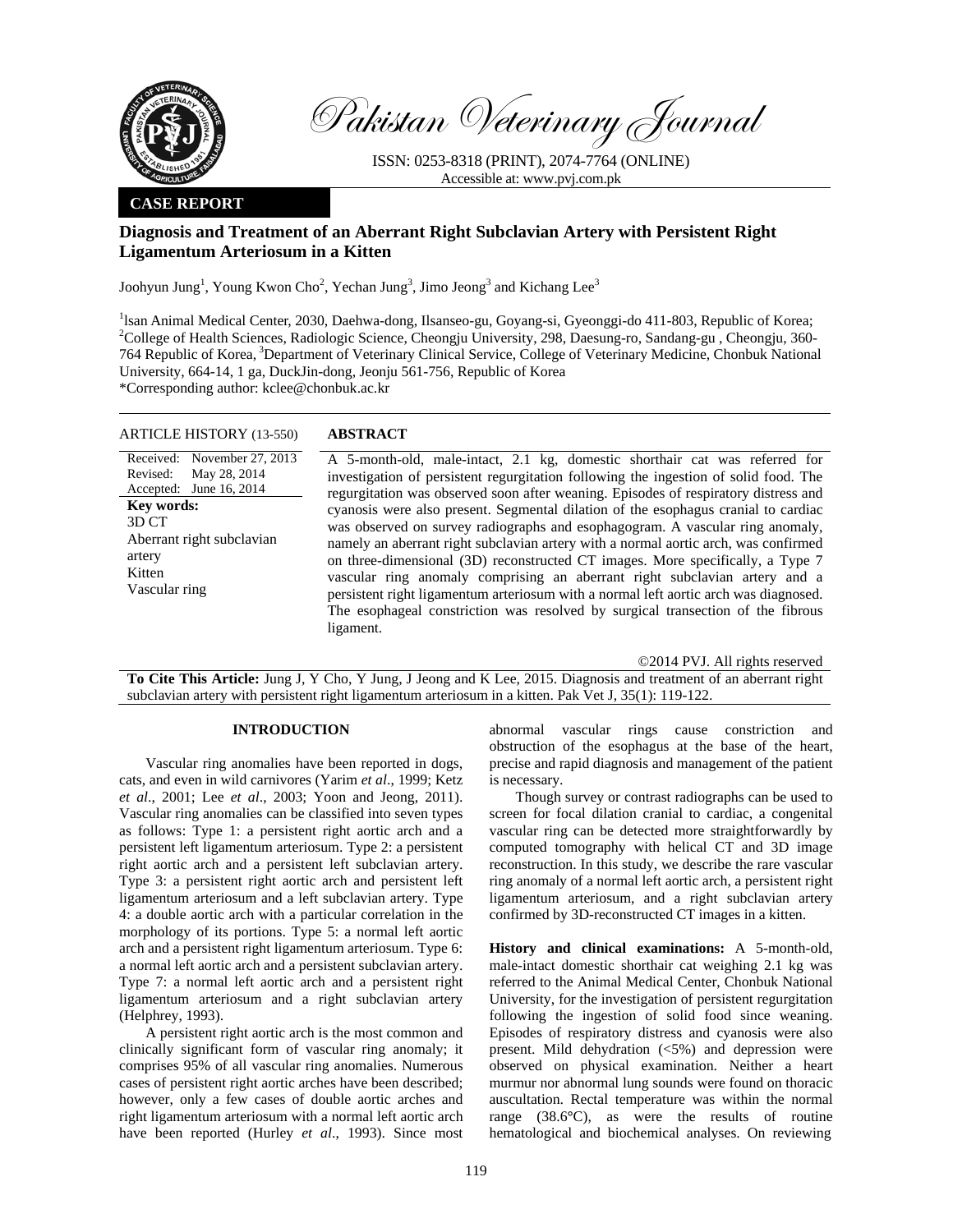Pakistan Veterinary Journal

ISSN: 0253-8318 (PRINT), 2074-7764 (ONLINE)
Accessible at: www.pvj.com.pk

**CASE REPORT**

# Diagnosis and Treatment of an Aberrant Right Subclavian Artery with Persistent Right Ligamentum Arteriosum in a Kitten

Joohyun Jung[1], Young Kwon Cho[2], Yechan Jung[3], Jimo Jeong[3] and Kichang Lee[3]

[1]Isan Animal Medical Center, 2030, Daehwa-dong, Ilsanseo-gu, Goyang-si, Gyeonggi-do 411-803, Republic of Korea; [2]College of Health Sciences, Radiologic Science, Cheongju University, 298, Daesung-ro, Sandang-gu , Cheongju, 360-764 Republic of Korea, [3]Department of Veterinary Clinical Service, College of Veterinary Medicine, Chonbuk National University, 664-14, 1 ga, DuckJin-dong, Jeonju 561-756, Republic of Korea
*Corresponding author: kclee@chonbuk.ac.kr

**ARTICLE HISTORY** (13-550)

Received: November 27, 2013
Revised: May 28, 2014
Accepted: June 16, 2014

**Key words:**
3D CT
Aberrant right subclavian artery
Kitten
Vascular ring

## ABSTRACT

A 5-month-old, male-intact, 2.1 kg, domestic shorthair cat was referred for investigation of persistent regurgitation following the ingestion of solid food. The regurgitation was observed soon after weaning. Episodes of respiratory distress and cyanosis were also present. Segmental dilation of the esophagus cranial to cardiac was observed on survey radiographs and esophagogram. A vascular ring anomaly, namely an aberrant right subclavian artery with a normal aortic arch, was confirmed on three-dimensional (3D) reconstructed CT images. More specifically, a Type 7 vascular ring anomaly comprising an aberrant right subclavian artery and a persistent right ligamentum arteriosum with a normal left aortic arch was diagnosed. The esophageal constriction was resolved by surgical transection of the fibrous ligament.

©2014 PVJ. All rights reserved

**To Cite This Article:** Jung J, Y Cho, Y Jung, J Jeong and K Lee, 2015. Diagnosis and treatment of an aberrant right subclavian artery with persistent right ligamentum arteriosum in a kitten. Pak Vet J, 35(1): 119-122.

## INTRODUCTION

Vascular ring anomalies have been reported in dogs, cats, and even in wild carnivores (Yarim *et al*., 1999; Ketz *et al*., 2001; Lee *et al*., 2003; Yoon and Jeong, 2011). Vascular ring anomalies can be classified into seven types as follows: Type 1: a persistent right aortic arch and a persistent left ligamentum arteriosum. Type 2: a persistent right aortic arch and a persistent left subclavian artery. Type 3: a persistent right aortic arch and persistent left ligamentum arteriosum and a left subclavian artery. Type 4: a double aortic arch with a particular correlation in the morphology of its portions. Type 5: a normal left aortic arch and a persistent right ligamentum arteriosum. Type 6: a normal left aortic arch and a persistent subclavian artery. Type 7: a normal left aortic arch and a persistent right ligamentum arteriosum and a right subclavian artery (Helphrey, 1993).

A persistent right aortic arch is the most common and clinically significant form of vascular ring anomaly; it comprises 95% of all vascular ring anomalies. Numerous cases of persistent right aortic arches have been described; however, only a few cases of double aortic arches and right ligamentum arteriosum with a normal left aortic arch have been reported (Hurley *et al*., 1993). Since most abnormal vascular rings cause constriction and obstruction of the esophagus at the base of the heart, precise and rapid diagnosis and management of the patient is necessary.

Though survey or contrast radiographs can be used to screen for focal dilation cranial to cardiac, a congenital vascular ring can be detected more straightforwardly by computed tomography with helical CT and 3D image reconstruction. In this study, we describe the rare vascular ring anomaly of a normal left aortic arch, a persistent right ligamentum arteriosum, and a right subclavian artery confirmed by 3D-reconstructed CT images in a kitten.

**History and clinical examinations:** A 5-month-old, male-intact domestic shorthair cat weighing 2.1 kg was referred to the Animal Medical Center, Chonbuk National University, for the investigation of persistent regurgitation following the ingestion of solid food since weaning. Episodes of respiratory distress and cyanosis were also present. Mild dehydration (<5%) and depression were observed on physical examination. Neither a heart murmur nor abnormal lung sounds were found on thoracic auscultation. Rectal temperature was within the normal range (38.6°C), as were the results of routine hematological and biochemical analyses. On reviewing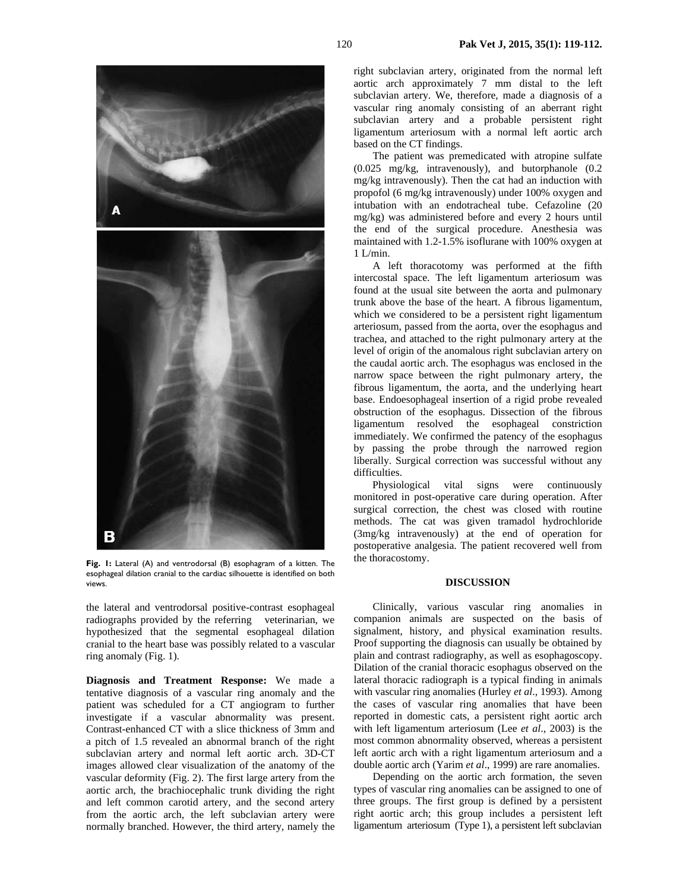Fig. 1: Lateral (A) and ventrodorsal (B) esophagram of a kitten. The esophageal dilation cranial to the cardiac silhouette is identified on both views.

the lateral and ventrodorsal positive-contrast esophageal radiographs provided by the referring veterinarian, we hypothesized that the segmental esophageal dilation cranial to the heart base was possibly related to a vascular ring anomaly (Fig. 1).

**Diagnosis and Treatment Response:** We made a tentative diagnosis of a vascular ring anomaly and the patient was scheduled for a CT angiogram to further investigate if a vascular abnormality was present. Contrast-enhanced CT with a slice thickness of 3mm and a pitch of 1.5 revealed an abnormal branch of the right subclavian artery and normal left aortic arch. 3D-CT images allowed clear visualization of the anatomy of the vascular deformity (Fig. 2). The first large artery from the aortic arch, the brachiocephalic trunk dividing the right and left common carotid artery, and the second artery from the aortic arch, the left subclavian artery were normally branched. However, the third artery, namely the right subclavian artery, originated from the normal left aortic arch approximately 7 mm distal to the left subclavian artery. We, therefore, made a diagnosis of a vascular ring anomaly consisting of an aberrant right subclavian artery and a probable persistent right ligamentum arteriosum with a normal left aortic arch based on the CT findings.

The patient was premedicated with atropine sulfate (0.025 mg/kg, intravenously), and butorphanole (0.2 mg/kg intravenously). Then the cat had an induction with propofol (6 mg/kg intravenously) under 100% oxygen and intubation with an endotracheal tube. Cefazoline (20 mg/kg) was administered before and every 2 hours until the end of the surgical procedure. Anesthesia was maintained with 1.2-1.5% isoflurane with 100% oxygen at 1 L/min.

A left thoracotomy was performed at the fifth intercostal space. The left ligamentum arteriosum was found at the usual site between the aorta and pulmonary trunk above the base of the heart. A fibrous ligamentum, which we considered to be a persistent right ligamentum arteriosum, passed from the aorta, over the esophagus and trachea, and attached to the right pulmonary artery at the level of origin of the anomalous right subclavian artery on the caudal aortic arch. The esophagus was enclosed in the narrow space between the right pulmonary artery, the fibrous ligamentum, the aorta, and the underlying heart base. Endoesophageal insertion of a rigid probe revealed obstruction of the esophagus. Dissection of the fibrous ligamentum resolved the esophageal constriction immediately. We confirmed the patency of the esophagus by passing the probe through the narrowed region liberally. Surgical correction was successful without any difficulties.

Physiological vital signs were continuously monitored in post-operative care during operation. After surgical correction, the chest was closed with routine methods. The cat was given tramadol hydrochloride (3mg/kg intravenously) at the end of operation for postoperative analgesia. The patient recovered well from the thoracostomy.

## DISCUSSION

Clinically, various vascular ring anomalies in companion animals are suspected on the basis of signalment, history, and physical examination results. Proof supporting the diagnosis can usually be obtained by plain and contrast radiography, as well as esophagoscopy. Dilation of the cranial thoracic esophagus observed on the lateral thoracic radiograph is a typical finding in animals with vascular ring anomalies (Hurley *et al*., 1993). Among the cases of vascular ring anomalies that have been reported in domestic cats, a persistent right aortic arch with left ligamentum arteriosum (Lee *et al*., 2003) is the most common abnormality observed, whereas a persistent left aortic arch with a right ligamentum arteriosum and a double aortic arch (Yarim *et al*., 1999) are rare anomalies.

Depending on the aortic arch formation, the seven types of vascular ring anomalies can be assigned to one of three groups. The first group is defined by a persistent right aortic arch; this group includes a persistent left ligamentum arteriosum (Type 1), a persistent left subclavian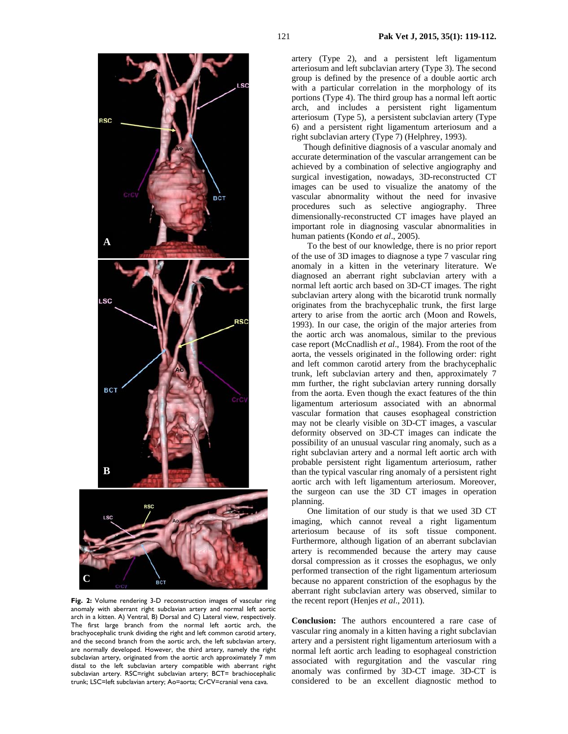Fig. 2: Volume rendering 3-D reconstruction images of vascular ring anomaly with aberrant right subclavian artery and normal left aortic arch in a kitten. A) Ventral, B) Dorsal and C) Lateral view, respectively. The first large branch from the normal left aortic arch, the brachyocephalic trunk dividing the right and left common carotid artery, and the second branch from the aortic arch, the left subclavian artery, are normally developed. However, the third artery, namely the right subclavian artery, originated from the aortic arch approximately 7 mm distal to the left subclavian artery compatible with aberrant right subclavian artery. RSC=right subclavian artery; BCT= brachiocephalic trunk; LSC=left subclavian artery; Ao=aorta; CrCV=cranial vena cava.

artery (Type 2), and a persistent left ligamentum arteriosum and left subclavian artery (Type 3). The second group is defined by the presence of a double aortic arch with a particular correlation in the morphology of its portions (Type 4). The third group has a normal left aortic arch, and includes a persistent right ligamentum arteriosum (Type 5), a persistent subclavian artery (Type 6) and a persistent right ligamentum arteriosum and a right subclavian artery (Type 7) (Helphrey, 1993).

Though definitive diagnosis of a vascular anomaly and accurate determination of the vascular arrangement can be achieved by a combination of selective angiography and surgical investigation, nowadays, 3D-reconstructed CT images can be used to visualize the anatomy of the vascular abnormality without the need for invasive procedures such as selective angiography. Three dimensionally-reconstructed CT images have played an important role in diagnosing vascular abnormalities in human patients (Kondo *et al*., 2005).

To the best of our knowledge, there is no prior report of the use of 3D images to diagnose a type 7 vascular ring anomaly in a kitten in the veterinary literature. We diagnosed an aberrant right subclavian artery with a normal left aortic arch based on 3D-CT images. The right subclavian artery along with the bicarotid trunk normally originates from the brachycephalic trunk, the first large artery to arise from the aortic arch (Moon and Rowels, 1993). In our case, the origin of the major arteries from the aortic arch was anomalous, similar to the previous case report (McCnadlish *et al*., 1984). From the root of the aorta, the vessels originated in the following order: right and left common carotid artery from the brachycephalic trunk, left subclavian artery and then, approximately 7 mm further, the right subclavian artery running dorsally from the aorta. Even though the exact features of the thin ligamentum arteriosum associated with an abnormal vascular formation that causes esophageal constriction may not be clearly visible on 3D-CT images, a vascular deformity observed on 3D-CT images can indicate the possibility of an unusual vascular ring anomaly, such as a right subclavian artery and a normal left aortic arch with probable persistent right ligamentum arteriosum, rather than the typical vascular ring anomaly of a persistent right aortic arch with left ligamentum arteriosum. Moreover, the surgeon can use the 3D CT images in operation planning.

One limitation of our study is that we used 3D CT imaging, which cannot reveal a right ligamentum arteriosum because of its soft tissue component. Furthermore, although ligation of an aberrant subclavian artery is recommended because the artery may cause dorsal compression as it crosses the esophagus, we only performed transection of the right ligamentum arteriosum because no apparent constriction of the esophagus by the aberrant right subclavian artery was observed, similar to the recent report (Henjes *et al*., 2011).

**Conclusion:** The authors encountered a rare case of vascular ring anomaly in a kitten having a right subclavian artery and a persistent right ligamentum arteriosum with a normal left aortic arch leading to esophageal constriction associated with regurgitation and the vascular ring anomaly was confirmed by 3D-CT image. 3D-CT is considered to be an excellent diagnostic method to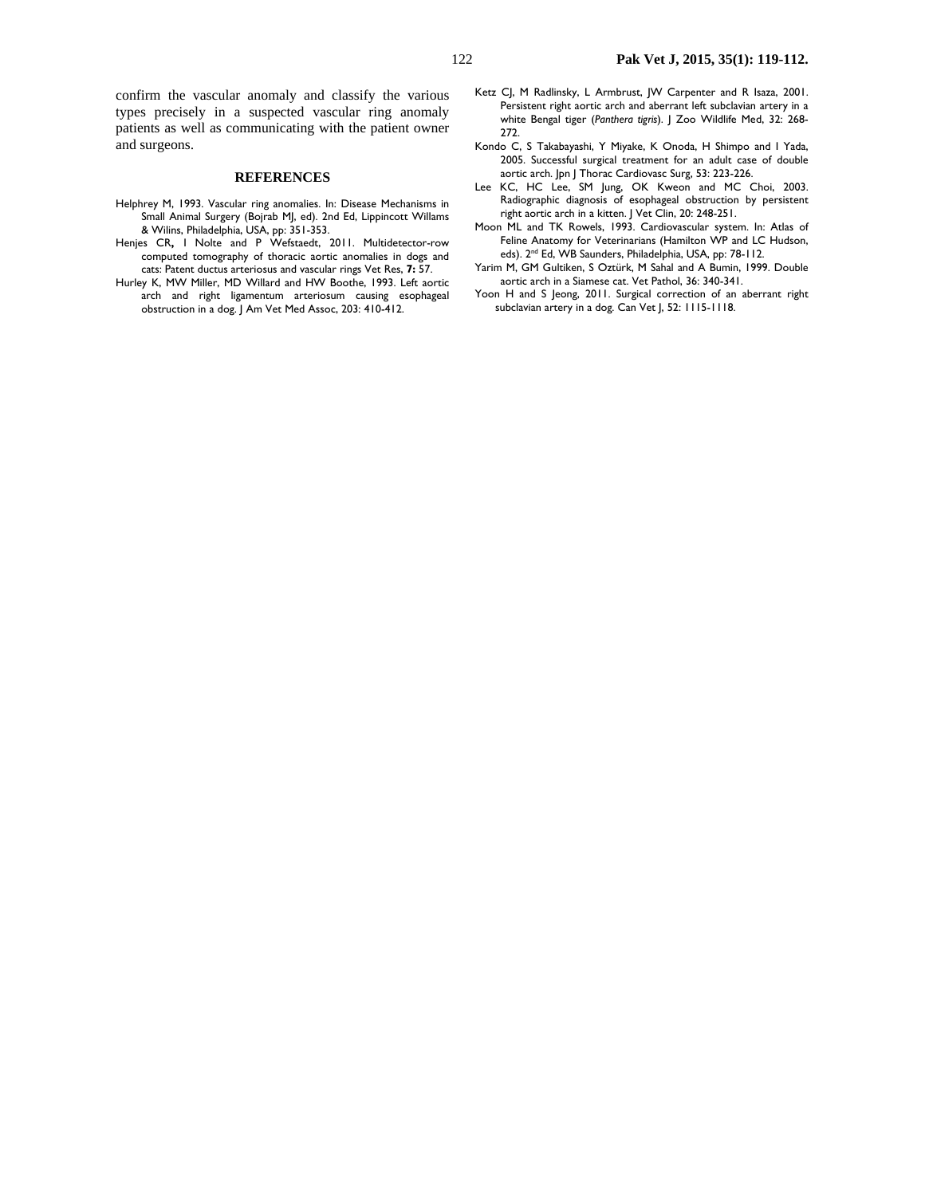confirm the vascular anomaly and classify the various types precisely in a suspected vascular ring anomaly patients as well as communicating with the patient owner and surgeons.

## REFERENCES

Helphrey M, 1993. Vascular ring anomalies. In: Disease Mechanisms in Small Animal Surgery (Bojrab MJ, ed). 2nd Ed, Lippincott Willams & Wilins, Philadelphia, USA, pp: 351-353.

Henjes CR**,** I Nolte and P Wefstaedt, 2011. Multidetector-row computed tomography of thoracic aortic anomalies in dogs and cats: Patent ductus arteriosus and vascular rings Vet Res, **7:** 57.

Hurley K, MW Miller, MD Willard and HW Boothe, 1993. Left aortic arch and right ligamentum arteriosum causing esophageal obstruction in a dog. J Am Vet Med Assoc, 203: 410-412.

Ketz CJ, M Radlinsky, L Armbrust, JW Carpenter and R Isaza, 2001. Persistent right aortic arch and aberrant left subclavian artery in a white Bengal tiger (*Panthera tigris*). J Zoo Wildlife Med, 32: 268-272.

Kondo C, S Takabayashi, Y Miyake, K Onoda, H Shimpo and I Yada, 2005. Successful surgical treatment for an adult case of double aortic arch. Jpn J Thorac Cardiovasc Surg, 53: 223-226.

Lee KC, HC Lee, SM Jung, OK Kweon and MC Choi, 2003. Radiographic diagnosis of esophageal obstruction by persistent right aortic arch in a kitten. J Vet Clin, 20: 248-251.

Moon ML and TK Rowels, 1993. Cardiovascular system. In: Atlas of Feline Anatomy for Veterinarians (Hamilton WP and LC Hudson, eds). 2nd Ed, WB Saunders, Philadelphia, USA, pp: 78-112.

Yarim M, GM Gultiken, S Oztürk, M Sahal and A Bumin, 1999. Double aortic arch in a Siamese cat. Vet Pathol, 36: 340-341.

Yoon H and S Jeong, 2011. Surgical correction of an aberrant right subclavian artery in a dog. Can Vet J, 52: 1115-1118.